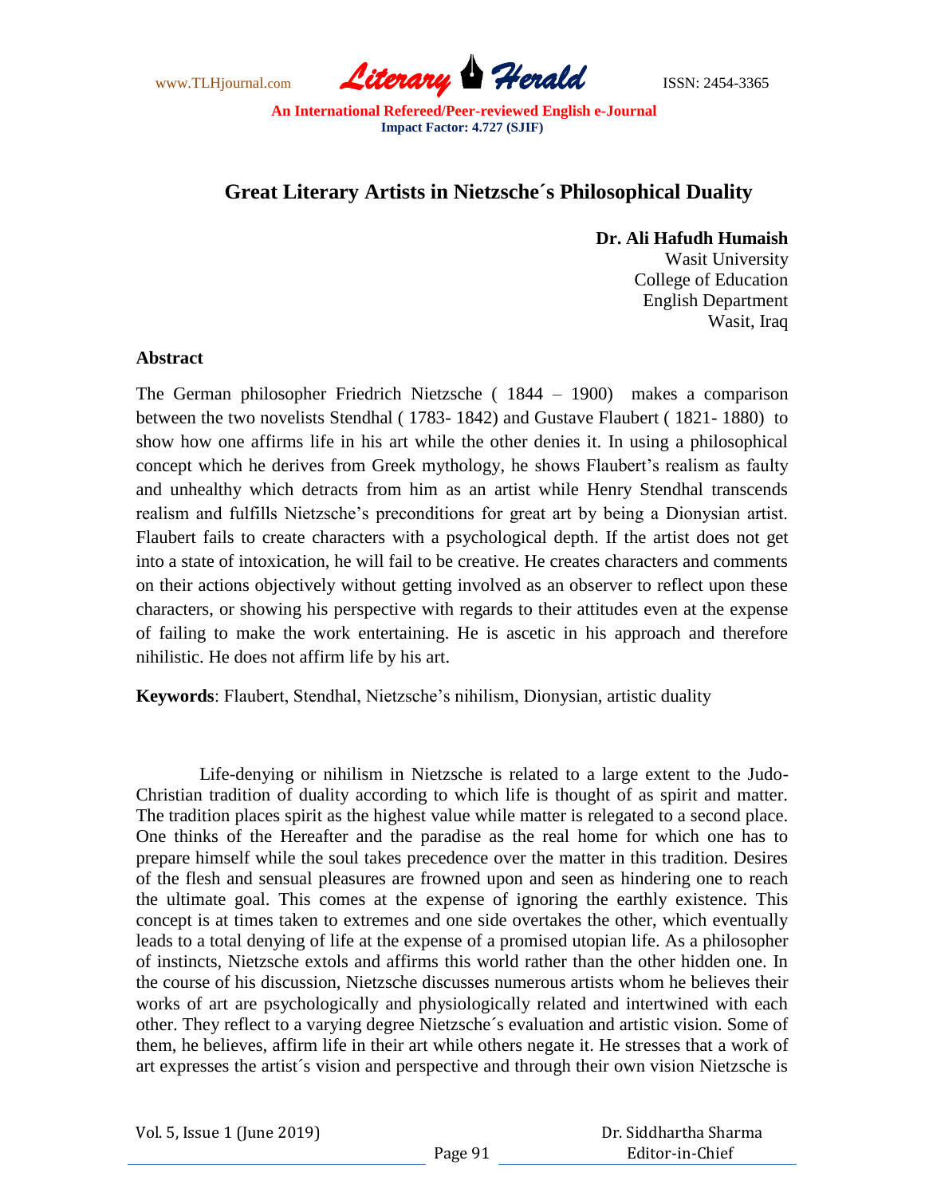# Great Literary Artists in Nietzsche´s Philosophical Duality

**Dr. Ali Hafudh Humaish**
Wasit University
College of Education
English Department
Wasit, Iraq

## Abstract

The German philosopher Friedrich Nietzsche ( 1844 – 1900) makes a comparison between the two novelists Stendhal ( 1783- 1842) and Gustave Flaubert ( 1821- 1880) to show how one affirms life in his art while the other denies it. In using a philosophical concept which he derives from Greek mythology, he shows Flaubert's realism as faulty and unhealthy which detracts from him as an artist while Henry Stendhal transcends realism and fulfills Nietzsche's preconditions for great art by being a Dionysian artist. Flaubert fails to create characters with a psychological depth. If the artist does not get into a state of intoxication, he will fail to be creative. He creates characters and comments on their actions objectively without getting involved as an observer to reflect upon these characters, or showing his perspective with regards to their attitudes even at the expense of failing to make the work entertaining. He is ascetic in his approach and therefore nihilistic. He does not affirm life by his art.

**Keywords**: Flaubert, Stendhal, Nietzsche's nihilism, Dionysian, artistic duality

Life-denying or nihilism in Nietzsche is related to a large extent to the Judo-Christian tradition of duality according to which life is thought of as spirit and matter. The tradition places spirit as the highest value while matter is relegated to a second place. One thinks of the Hereafter and the paradise as the real home for which one has to prepare himself while the soul takes precedence over the matter in this tradition. Desires of the flesh and sensual pleasures are frowned upon and seen as hindering one to reach the ultimate goal. This comes at the expense of ignoring the earthly existence. This concept is at times taken to extremes and one side overtakes the other, which eventually leads to a total denying of life at the expense of a promised utopian life. As a philosopher of instincts, Nietzsche extols and affirms this world rather than the other hidden one. In the course of his discussion, Nietzsche discusses numerous artists whom he believes their works of art are psychologically and physiologically related and intertwined with each other. They reflect to a varying degree Nietzsche´s evaluation and artistic vision. Some of them, he believes, affirm life in their art while others negate it. He stresses that a work of art expresses the artist´s vision and perspective and through their own vision Nietzsche is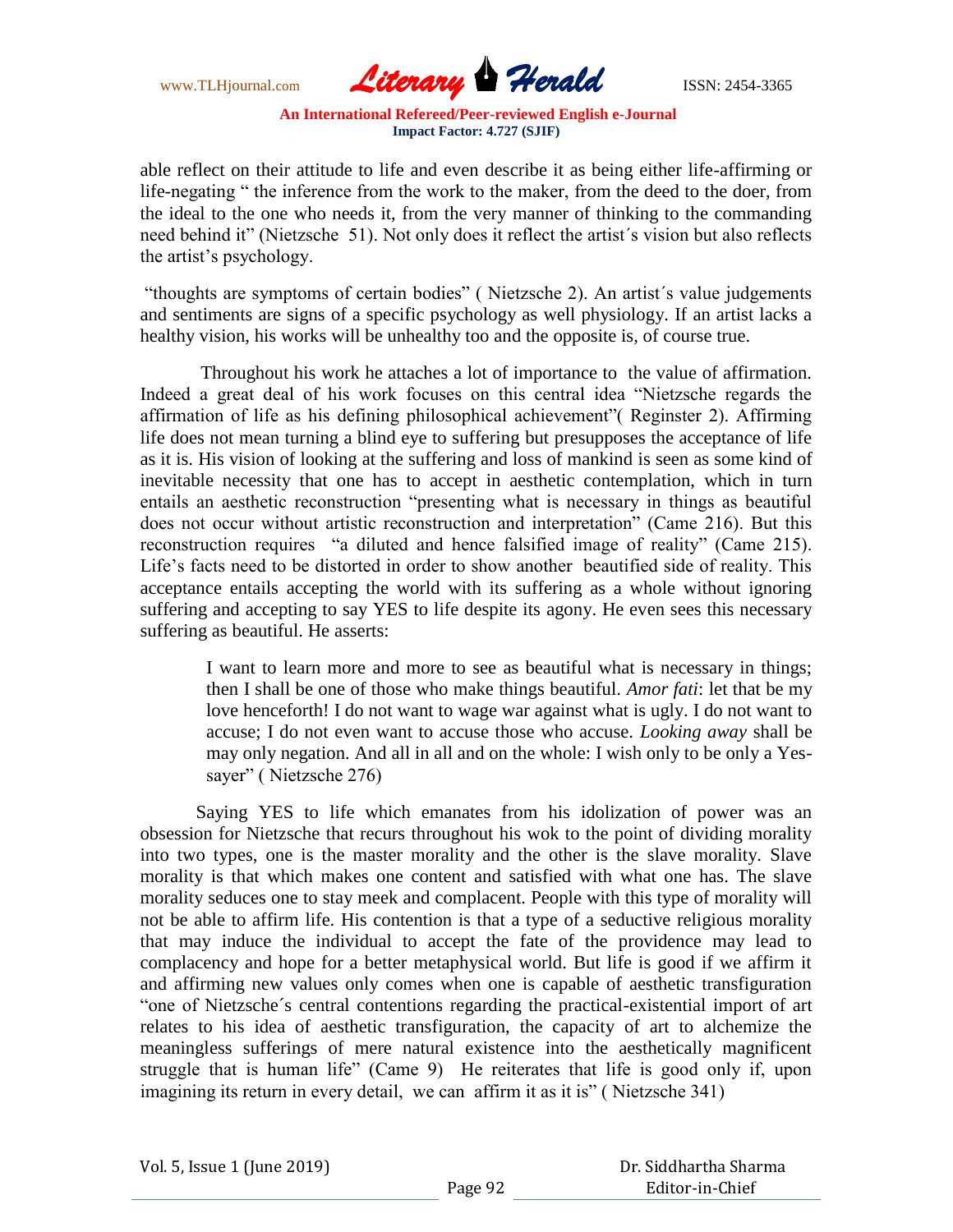able reflect on their attitude to life and even describe it as being either life-affirming or life-negating " the inference from the work to the maker, from the deed to the doer, from the ideal to the one who needs it, from the very manner of thinking to the commanding need behind it" (Nietzsche 51). Not only does it reflect the artist´s vision but also reflects the artist's psychology.

"thoughts are symptoms of certain bodies" ( Nietzsche 2). An artist´s value judgements and sentiments are signs of a specific psychology as well physiology. If an artist lacks a healthy vision, his works will be unhealthy too and the opposite is, of course true.

Throughout his work he attaches a lot of importance to the value of affirmation. Indeed a great deal of his work focuses on this central idea "Nietzsche regards the affirmation of life as his defining philosophical achievement"( Reginster 2). Affirming life does not mean turning a blind eye to suffering but presupposes the acceptance of life as it is. His vision of looking at the suffering and loss of mankind is seen as some kind of inevitable necessity that one has to accept in aesthetic contemplation, which in turn entails an aesthetic reconstruction "presenting what is necessary in things as beautiful does not occur without artistic reconstruction and interpretation" (Came 216). But this reconstruction requires "a diluted and hence falsified image of reality" (Came 215). Life's facts need to be distorted in order to show another beautified side of reality. This acceptance entails accepting the world with its suffering as a whole without ignoring suffering and accepting to say YES to life despite its agony. He even sees this necessary suffering as beautiful. He asserts:

> I want to learn more and more to see as beautiful what is necessary in things; then I shall be one of those who make things beautiful. *Amor fati*: let that be my love henceforth! I do not want to wage war against what is ugly. I do not want to accuse; I do not even want to accuse those who accuse. *Looking away* shall be may only negation. And all in all and on the whole: I wish only to be only a Yes-sayer" ( Nietzsche 276)

Saying YES to life which emanates from his idolization of power was an obsession for Nietzsche that recurs throughout his wok to the point of dividing morality into two types, one is the master morality and the other is the slave morality. Slave morality is that which makes one content and satisfied with what one has. The slave morality seduces one to stay meek and complacent. People with this type of morality will not be able to affirm life. His contention is that a type of a seductive religious morality that may induce the individual to accept the fate of the providence may lead to complacency and hope for a better metaphysical world. But life is good if we affirm it and affirming new values only comes when one is capable of aesthetic transfiguration "one of Nietzsche´s central contentions regarding the practical-existential import of art relates to his idea of aesthetic transfiguration, the capacity of art to alchemize the meaningless sufferings of mere natural existence into the aesthetically magnificent struggle that is human life" (Came 9) He reiterates that life is good only if, upon imagining its return in every detail, we can affirm it as it is" ( Nietzsche 341)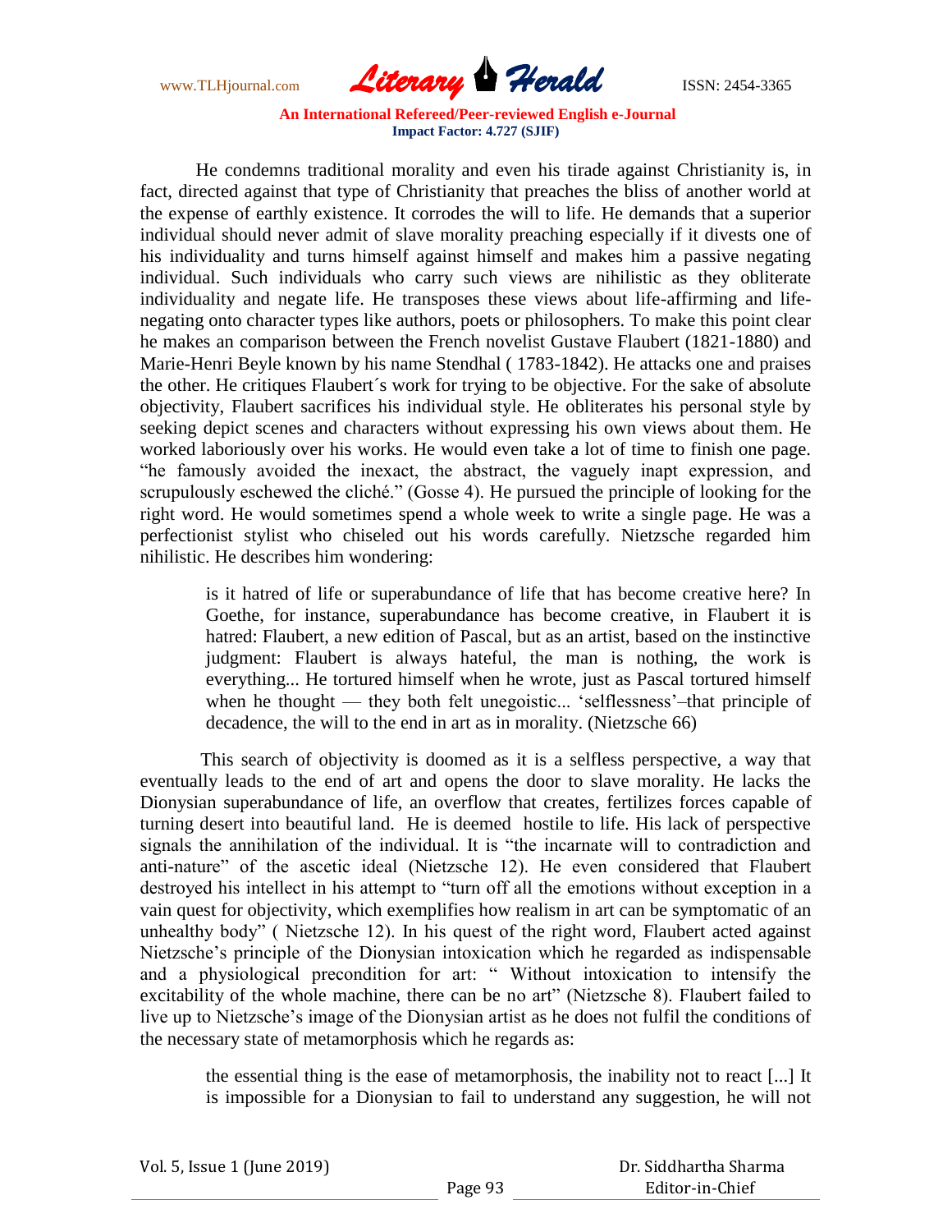He condemns traditional morality and even his tirade against Christianity is, in fact, directed against that type of Christianity that preaches the bliss of another world at the expense of earthly existence. It corrodes the will to life. He demands that a superior individual should never admit of slave morality preaching especially if it divests one of his individuality and turns himself against himself and makes him a passive negating individual. Such individuals who carry such views are nihilistic as they obliterate individuality and negate life. He transposes these views about life-affirming and life-negating onto character types like authors, poets or philosophers. To make this point clear he makes an comparison between the French novelist Gustave Flaubert (1821-1880) and Marie-Henri Beyle known by his name Stendhal ( 1783-1842). He attacks one and praises the other. He critiques Flaubert´s work for trying to be objective. For the sake of absolute objectivity, Flaubert sacrifices his individual style. He obliterates his personal style by seeking depict scenes and characters without expressing his own views about them. He worked laboriously over his works. He would even take a lot of time to finish one page. "he famously avoided the inexact, the abstract, the vaguely inapt expression, and scrupulously eschewed the cliché." (Gosse 4). He pursued the principle of looking for the right word. He would sometimes spend a whole week to write a single page. He was a perfectionist stylist who chiseled out his words carefully. Nietzsche regarded him nihilistic. He describes him wondering:

> is it hatred of life or superabundance of life that has become creative here? In Goethe, for instance, superabundance has become creative, in Flaubert it is hatred: Flaubert, a new edition of Pascal, but as an artist, based on the instinctive judgment: Flaubert is always hateful, the man is nothing, the work is everything... He tortured himself when he wrote, just as Pascal tortured himself when he thought — they both felt unegoistic... 'selflessness'–that principle of decadence, the will to the end in art as in morality. (Nietzsche 66)

This search of objectivity is doomed as it is a selfless perspective, a way that eventually leads to the end of art and opens the door to slave morality. He lacks the Dionysian superabundance of life, an overflow that creates, fertilizes forces capable of turning desert into beautiful land. He is deemed hostile to life. His lack of perspective signals the annihilation of the individual. It is "the incarnate will to contradiction and anti-nature" of the ascetic ideal (Nietzsche 12). He even considered that Flaubert destroyed his intellect in his attempt to "turn off all the emotions without exception in a vain quest for objectivity, which exemplifies how realism in art can be symptomatic of an unhealthy body" ( Nietzsche 12). In his quest of the right word, Flaubert acted against Nietzsche's principle of the Dionysian intoxication which he regarded as indispensable and a physiological precondition for art: " Without intoxication to intensify the excitability of the whole machine, there can be no art" (Nietzsche 8). Flaubert failed to live up to Nietzsche's image of the Dionysian artist as he does not fulfil the conditions of the necessary state of metamorphosis which he regards as:

> the essential thing is the ease of metamorphosis, the inability not to react [...] It is impossible for a Dionysian to fail to understand any suggestion, he will not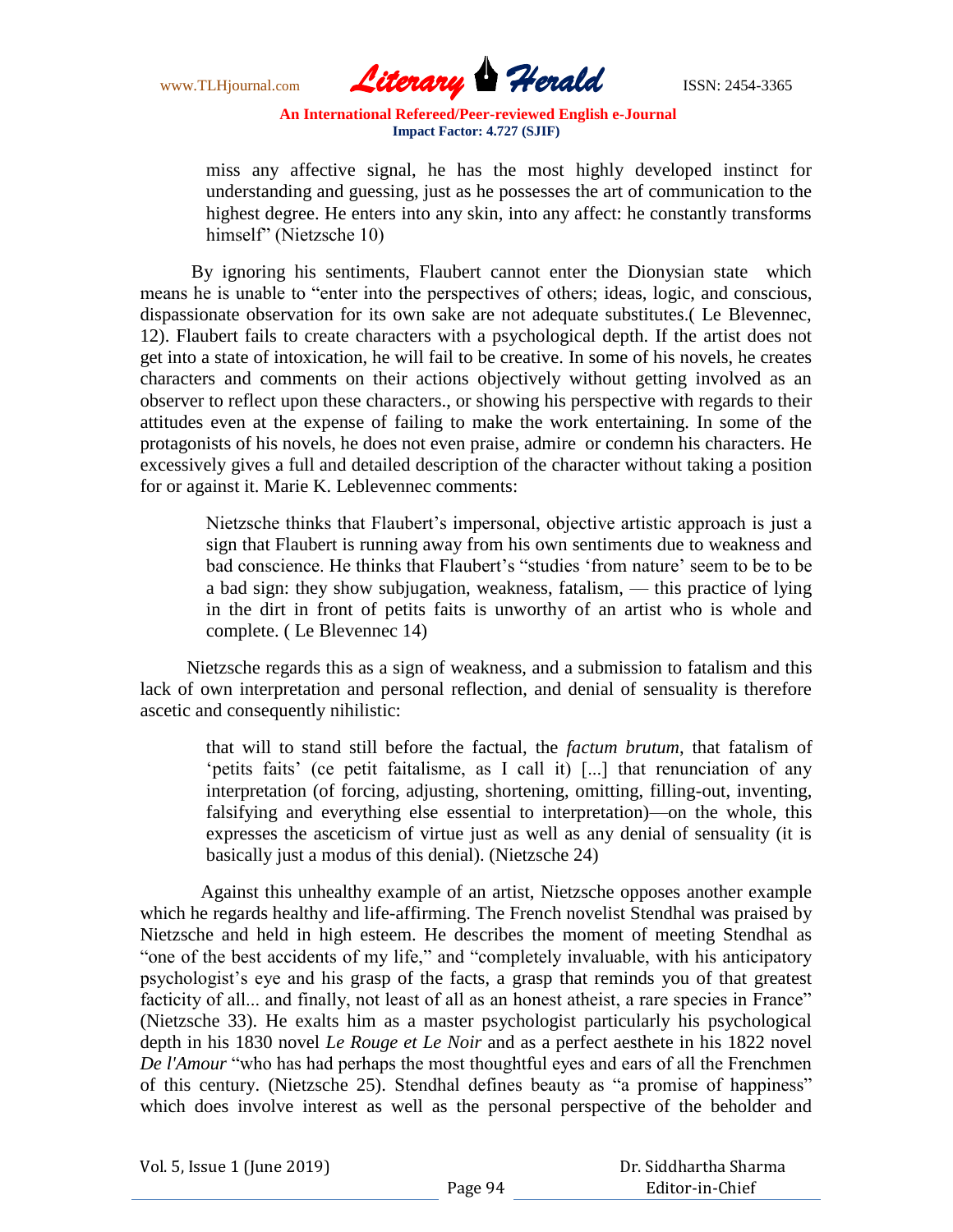miss any affective signal, he has the most highly developed instinct for understanding and guessing, just as he possesses the art of communication to the highest degree. He enters into any skin, into any affect: he constantly transforms himself" (Nietzsche 10)

By ignoring his sentiments, Flaubert cannot enter the Dionysian state which means he is unable to "enter into the perspectives of others; ideas, logic, and conscious, dispassionate observation for its own sake are not adequate substitutes.( Le Blevennec, 12). Flaubert fails to create characters with a psychological depth. If the artist does not get into a state of intoxication, he will fail to be creative. In some of his novels, he creates characters and comments on their actions objectively without getting involved as an observer to reflect upon these characters., or showing his perspective with regards to their attitudes even at the expense of failing to make the work entertaining. In some of the protagonists of his novels, he does not even praise, admire or condemn his characters. He excessively gives a full and detailed description of the character without taking a position for or against it. Marie K. Leblevennec comments:

> Nietzsche thinks that Flaubert's impersonal, objective artistic approach is just a sign that Flaubert is running away from his own sentiments due to weakness and bad conscience. He thinks that Flaubert's "studies 'from nature' seem to be to be a bad sign: they show subjugation, weakness, fatalism, — this practice of lying in the dirt in front of petits faits is unworthy of an artist who is whole and complete. ( Le Blevennec 14)

Nietzsche regards this as a sign of weakness, and a submission to fatalism and this lack of own interpretation and personal reflection, and denial of sensuality is therefore ascetic and consequently nihilistic:

> that will to stand still before the factual, the *factum brutum*, that fatalism of 'petits faits' (ce petit faitalisme, as I call it) [...] that renunciation of any interpretation (of forcing, adjusting, shortening, omitting, filling-out, inventing, falsifying and everything else essential to interpretation)—on the whole, this expresses the asceticism of virtue just as well as any denial of sensuality (it is basically just a modus of this denial). (Nietzsche 24)

Against this unhealthy example of an artist, Nietzsche opposes another example which he regards healthy and life-affirming. The French novelist Stendhal was praised by Nietzsche and held in high esteem. He describes the moment of meeting Stendhal as "one of the best accidents of my life," and "completely invaluable, with his anticipatory psychologist's eye and his grasp of the facts, a grasp that reminds you of that greatest facticity of all... and finally, not least of all as an honest atheist, a rare species in France" (Nietzsche 33). He exalts him as a master psychologist particularly his psychological depth in his 1830 novel *Le Rouge et Le Noir* and as a perfect aesthete in his 1822 novel *De l'Amour* "who has had perhaps the most thoughtful eyes and ears of all the Frenchmen of this century. (Nietzsche 25). Stendhal defines beauty as "a promise of happiness" which does involve interest as well as the personal perspective of the beholder and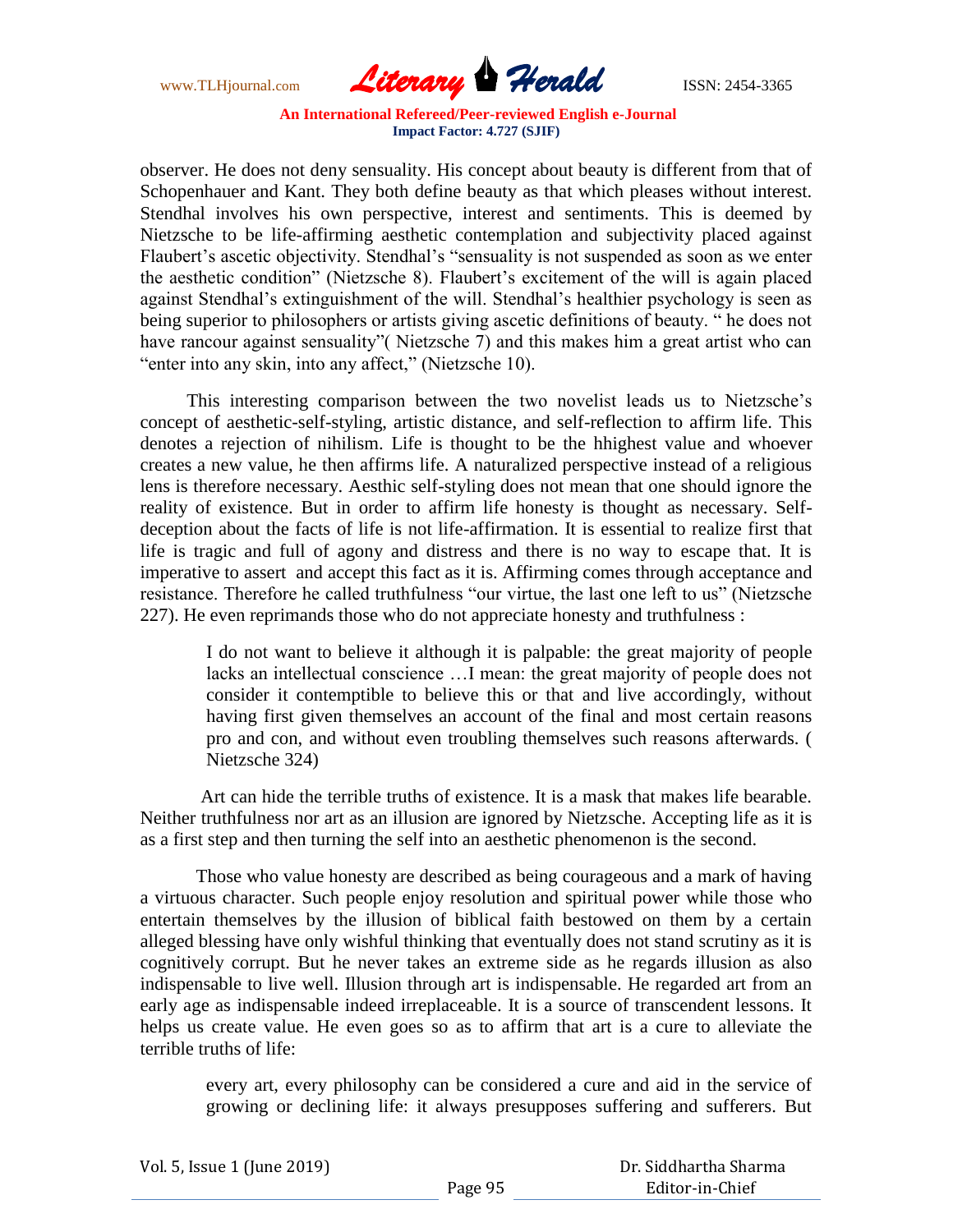observer. He does not deny sensuality. His concept about beauty is different from that of Schopenhauer and Kant. They both define beauty as that which pleases without interest. Stendhal involves his own perspective, interest and sentiments. This is deemed by Nietzsche to be life-affirming aesthetic contemplation and subjectivity placed against Flaubert's ascetic objectivity. Stendhal's "sensuality is not suspended as soon as we enter the aesthetic condition" (Nietzsche 8). Flaubert's excitement of the will is again placed against Stendhal's extinguishment of the will. Stendhal's healthier psychology is seen as being superior to philosophers or artists giving ascetic definitions of beauty. " he does not have rancour against sensuality"( Nietzsche 7) and this makes him a great artist who can "enter into any skin, into any affect," (Nietzsche 10).

This interesting comparison between the two novelist leads us to Nietzsche's concept of aesthetic-self-styling, artistic distance, and self-reflection to affirm life. This denotes a rejection of nihilism. Life is thought to be the hhighest value and whoever creates a new value, he then affirms life. A naturalized perspective instead of a religious lens is therefore necessary. Aesthic self-styling does not mean that one should ignore the reality of existence. But in order to affirm life honesty is thought as necessary. Self-deception about the facts of life is not life-affirmation. It is essential to realize first that life is tragic and full of agony and distress and there is no way to escape that. It is imperative to assert and accept this fact as it is. Affirming comes through acceptance and resistance. Therefore he called truthfulness "our virtue, the last one left to us" (Nietzsche 227). He even reprimands those who do not appreciate honesty and truthfulness :

> I do not want to believe it although it is palpable: the great majority of people lacks an intellectual conscience …I mean: the great majority of people does not consider it contemptible to believe this or that and live accordingly, without having first given themselves an account of the final and most certain reasons pro and con, and without even troubling themselves such reasons afterwards. ( Nietzsche 324)

Art can hide the terrible truths of existence. It is a mask that makes life bearable. Neither truthfulness nor art as an illusion are ignored by Nietzsche. Accepting life as it is as a first step and then turning the self into an aesthetic phenomenon is the second.

Those who value honesty are described as being courageous and a mark of having a virtuous character. Such people enjoy resolution and spiritual power while those who entertain themselves by the illusion of biblical faith bestowed on them by a certain alleged blessing have only wishful thinking that eventually does not stand scrutiny as it is cognitively corrupt. But he never takes an extreme side as he regards illusion as also indispensable to live well. Illusion through art is indispensable. He regarded art from an early age as indispensable indeed irreplaceable. It is a source of transcendent lessons. It helps us create value. He even goes so as to affirm that art is a cure to alleviate the terrible truths of life:

> every art, every philosophy can be considered a cure and aid in the service of growing or declining life: it always presupposes suffering and sufferers. But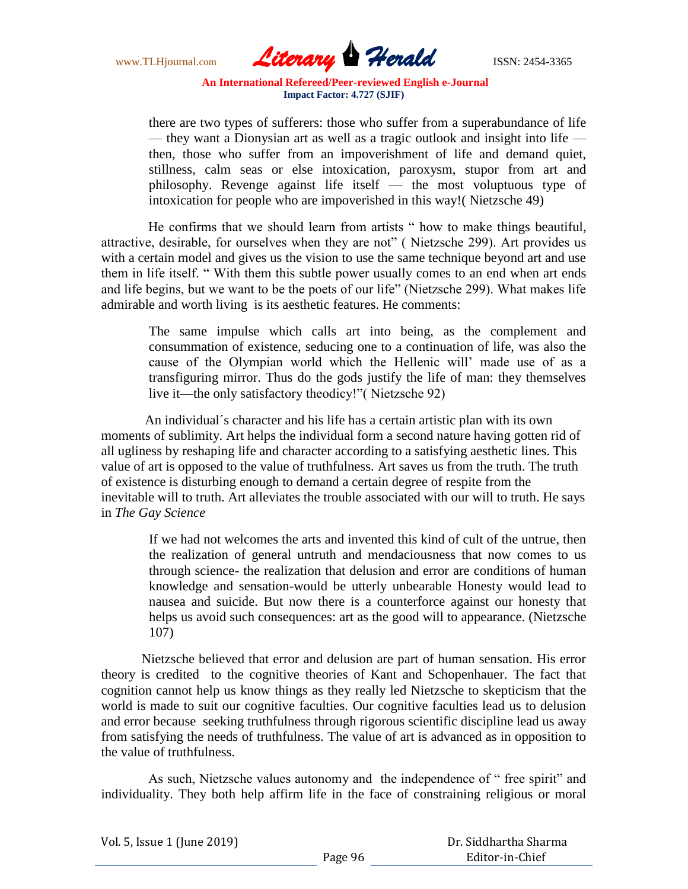> there are two types of sufferers: those who suffer from a superabundance of life — they want a Dionysian art as well as a tragic outlook and insight into life — then, those who suffer from an impoverishment of life and demand quiet, stillness, calm seas or else intoxication, paroxysm, stupor from art and philosophy. Revenge against life itself — the most voluptuous type of intoxication for people who are impoverished in this way!( Nietzsche 49)

He confirms that we should learn from artists " how to make things beautiful, attractive, desirable, for ourselves when they are not" ( Nietzsche 299). Art provides us with a certain model and gives us the vision to use the same technique beyond art and use them in life itself. " With them this subtle power usually comes to an end when art ends and life begins, but we want to be the poets of our life" (Nietzsche 299). What makes life admirable and worth living is its aesthetic features. He comments:

> The same impulse which calls art into being, as the complement and consummation of existence, seducing one to a continuation of life, was also the cause of the Olympian world which the Hellenic will' made use of as a transfiguring mirror. Thus do the gods justify the life of man: they themselves live it—the only satisfactory theodicy!"( Nietzsche 92)

An individual´s character and his life has a certain artistic plan with its own moments of sublimity. Art helps the individual form a second nature having gotten rid of all ugliness by reshaping life and character according to a satisfying aesthetic lines. This value of art is opposed to the value of truthfulness. Art saves us from the truth. The truth of existence is disturbing enough to demand a certain degree of respite from the inevitable will to truth. Art alleviates the trouble associated with our will to truth. He says in *The Gay Science*

> If we had not welcomes the arts and invented this kind of cult of the untrue, then the realization of general untruth and mendaciousness that now comes to us through science- the realization that delusion and error are conditions of human knowledge and sensation-would be utterly unbearable Honesty would lead to nausea and suicide. But now there is a counterforce against our honesty that helps us avoid such consequences: art as the good will to appearance. (Nietzsche 107)

Nietzsche believed that error and delusion are part of human sensation. His error theory is credited to the cognitive theories of Kant and Schopenhauer. The fact that cognition cannot help us know things as they really led Nietzsche to skepticism that the world is made to suit our cognitive faculties. Our cognitive faculties lead us to delusion and error because seeking truthfulness through rigorous scientific discipline lead us away from satisfying the needs of truthfulness. The value of art is advanced as in opposition to the value of truthfulness.

As such, Nietzsche values autonomy and the independence of " free spirit" and individuality. They both help affirm life in the face of constraining religious or moral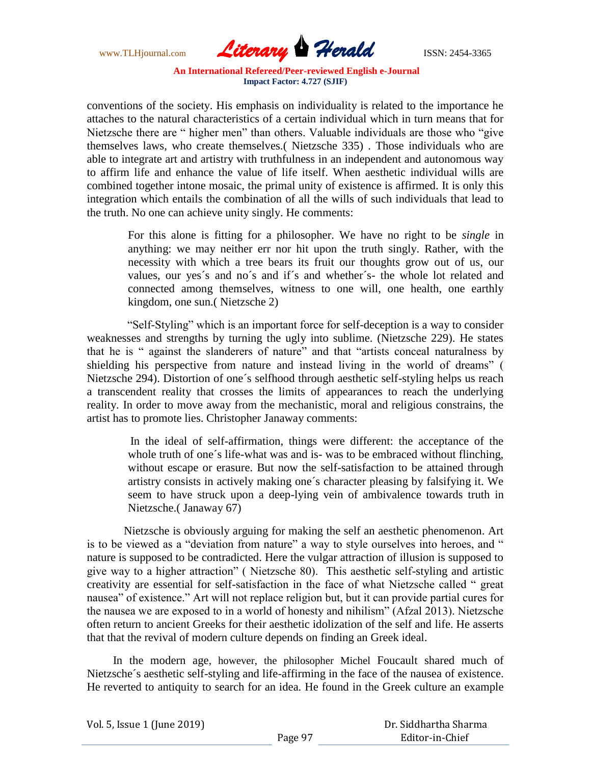conventions of the society. His emphasis on individuality is related to the importance he attaches to the natural characteristics of a certain individual which in turn means that for Nietzsche there are " higher men" than others. Valuable individuals are those who "give themselves laws, who create themselves.( Nietzsche 335) . Those individuals who are able to integrate art and artistry with truthfulness in an independent and autonomous way to affirm life and enhance the value of life itself. When aesthetic individual wills are combined together intone mosaic, the primal unity of existence is affirmed. It is only this integration which entails the combination of all the wills of such individuals that lead to the truth. No one can achieve unity singly. He comments:

> For this alone is fitting for a philosopher. We have no right to be *single* in anything: we may neither err nor hit upon the truth singly. Rather, with the necessity with which a tree bears its fruit our thoughts grow out of us, our values, our yes´s and no´s and if´s and whether´s- the whole lot related and connected among themselves, witness to one will, one health, one earthly kingdom, one sun.( Nietzsche 2)

"Self-Styling" which is an important force for self-deception is a way to consider weaknesses and strengths by turning the ugly into sublime. (Nietzsche 229). He states that he is " against the slanderers of nature" and that "artists conceal naturalness by shielding his perspective from nature and instead living in the world of dreams" ( Nietzsche 294). Distortion of one´s selfhood through aesthetic self-styling helps us reach a transcendent reality that crosses the limits of appearances to reach the underlying reality. In order to move away from the mechanistic, moral and religious constrains, the artist has to promote lies. Christopher Janaway comments:

> In the ideal of self-affirmation, things were different: the acceptance of the whole truth of one´s life-what was and is- was to be embraced without flinching, without escape or erasure. But now the self-satisfaction to be attained through artistry consists in actively making one´s character pleasing by falsifying it. We seem to have struck upon a deep-lying vein of ambivalence towards truth in Nietzsche.( Janaway 67)

Nietzsche is obviously arguing for making the self an aesthetic phenomenon. Art is to be viewed as a "deviation from nature" a way to style ourselves into heroes, and " nature is supposed to be contradicted. Here the vulgar attraction of illusion is supposed to give way to a higher attraction" ( Nietzsche 80). This aesthetic self-styling and artistic creativity are essential for self-satisfaction in the face of what Nietzsche called " great nausea" of existence." Art will not replace religion but, but it can provide partial cures for the nausea we are exposed to in a world of honesty and nihilism" (Afzal 2013). Nietzsche often return to ancient Greeks for their aesthetic idolization of the self and life. He asserts that that the revival of modern culture depends on finding an Greek ideal.

In the modern age, however, the philosopher Michel Foucault shared much of Nietzsche´s aesthetic self-styling and life-affirming in the face of the nausea of existence. He reverted to antiquity to search for an idea. He found in the Greek culture an example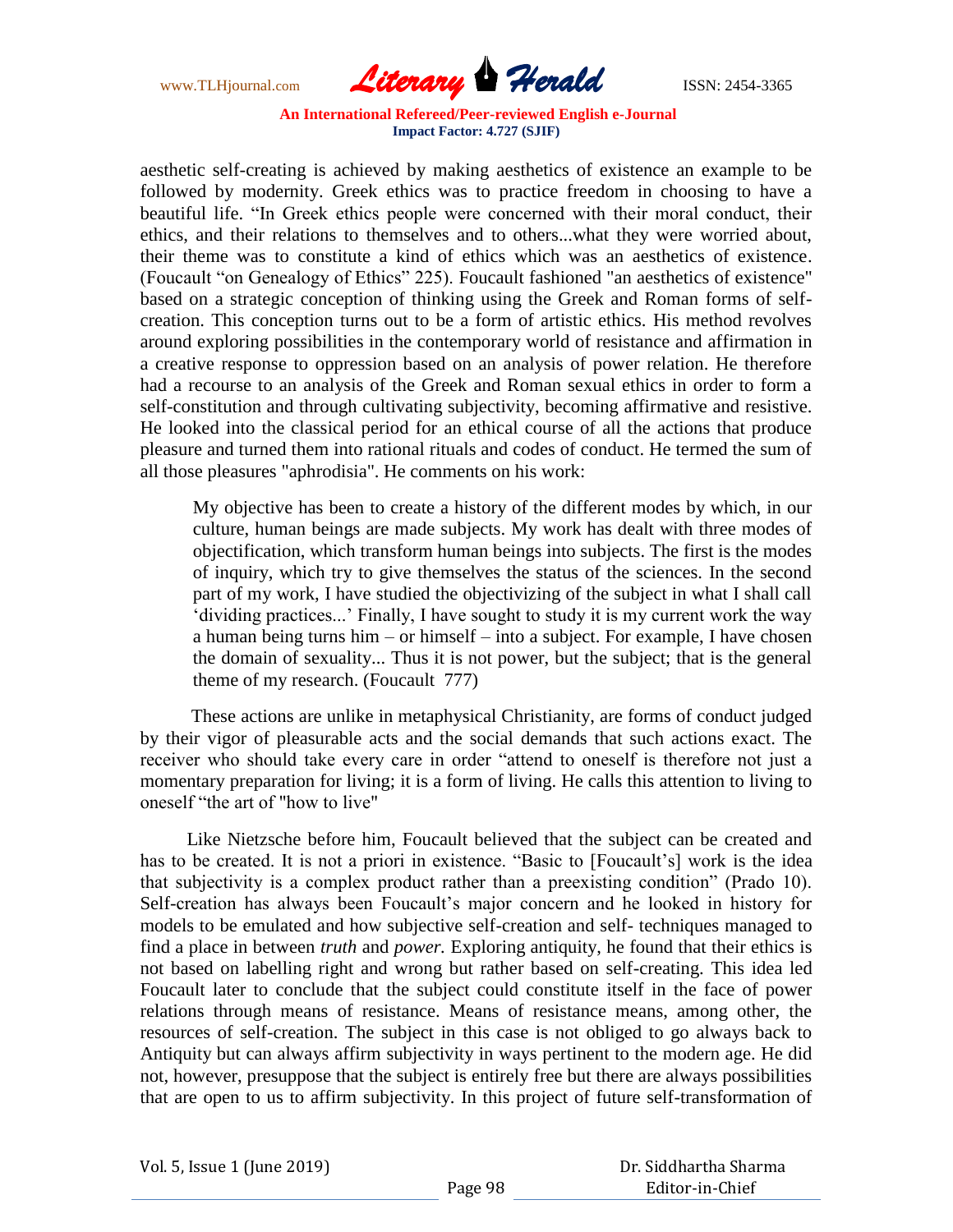aesthetic self-creating is achieved by making aesthetics of existence an example to be followed by modernity. Greek ethics was to practice freedom in choosing to have a beautiful life. "In Greek ethics people were concerned with their moral conduct, their ethics, and their relations to themselves and to others...what they were worried about, their theme was to constitute a kind of ethics which was an aesthetics of existence. (Foucault "on Genealogy of Ethics" 225). Foucault fashioned "an aesthetics of existence" based on a strategic conception of thinking using the Greek and Roman forms of self-creation. This conception turns out to be a form of artistic ethics. His method revolves around exploring possibilities in the contemporary world of resistance and affirmation in a creative response to oppression based on an analysis of power relation. He therefore had a recourse to an analysis of the Greek and Roman sexual ethics in order to form a self-constitution and through cultivating subjectivity, becoming affirmative and resistive. He looked into the classical period for an ethical course of all the actions that produce pleasure and turned them into rational rituals and codes of conduct. He termed the sum of all those pleasures "aphrodisia". He comments on his work:

> My objective has been to create a history of the different modes by which, in our culture, human beings are made subjects. My work has dealt with three modes of objectification, which transform human beings into subjects. The first is the modes of inquiry, which try to give themselves the status of the sciences. In the second part of my work, I have studied the objectivizing of the subject in what I shall call 'dividing practices...' Finally, I have sought to study it is my current work the way a human being turns him – or himself – into a subject. For example, I have chosen the domain of sexuality... Thus it is not power, but the subject; that is the general theme of my research. (Foucault 777)

These actions are unlike in metaphysical Christianity, are forms of conduct judged by their vigor of pleasurable acts and the social demands that such actions exact. The receiver who should take every care in order "attend to oneself is therefore not just a momentary preparation for living; it is a form of living. He calls this attention to living to oneself "the art of "how to live"

Like Nietzsche before him, Foucault believed that the subject can be created and has to be created. It is not a priori in existence. "Basic to [Foucault's] work is the idea that subjectivity is a complex product rather than a preexisting condition" (Prado 10). Self-creation has always been Foucault's major concern and he looked in history for models to be emulated and how subjective self-creation and self- techniques managed to find a place in between *truth* and *power.* Exploring antiquity, he found that their ethics is not based on labelling right and wrong but rather based on self-creating. This idea led Foucault later to conclude that the subject could constitute itself in the face of power relations through means of resistance. Means of resistance means, among other, the resources of self-creation. The subject in this case is not obliged to go always back to Antiquity but can always affirm subjectivity in ways pertinent to the modern age. He did not, however, presuppose that the subject is entirely free but there are always possibilities that are open to us to affirm subjectivity. In this project of future self-transformation of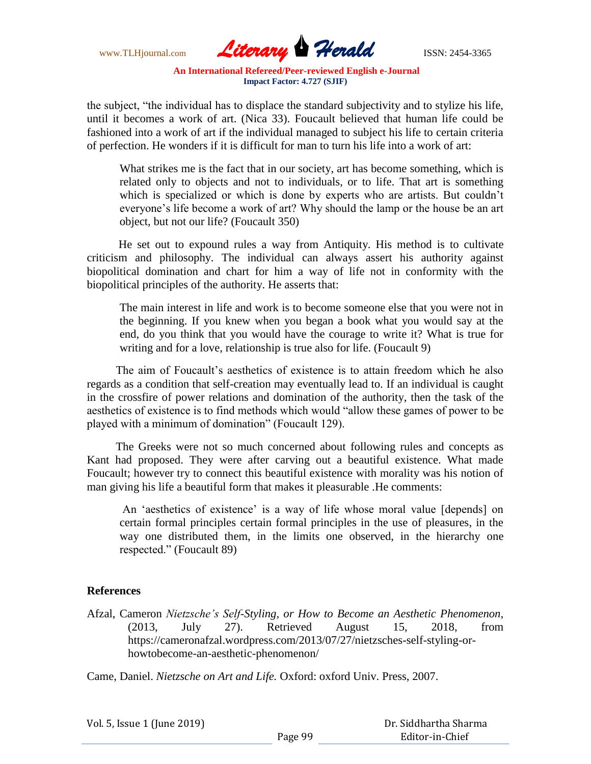the subject, “the individual has to displace the standard subjectivity and to stylize his life, until it becomes a work of art. (Nica 33). Foucault believed that human life could be fashioned into a work of art if the individual managed to subject his life to certain criteria of perfection. He wonders if it is difficult for man to turn his life into a work of art:

> What strikes me is the fact that in our society, art has become something, which is related only to objects and not to individuals, or to life. That art is something which is specialized or which is done by experts who are artists. But couldn’t everyone’s life become a work of art? Why should the lamp or the house be an art object, but not our life? (Foucault 350)

He set out to expound rules a way from Antiquity. His method is to cultivate criticism and philosophy. The individual can always assert his authority against biopolitical domination and chart for him a way of life not in conformity with the biopolitical principles of the authority. He asserts that:

> The main interest in life and work is to become someone else that you were not in the beginning. If you knew when you began a book what you would say at the end, do you think that you would have the courage to write it? What is true for writing and for a love, relationship is true also for life. (Foucault 9)

The aim of Foucault’s aesthetics of existence is to attain freedom which he also regards as a condition that self-creation may eventually lead to. If an individual is caught in the crossfire of power relations and domination of the authority, then the task of the aesthetics of existence is to find methods which would “allow these games of power to be played with a minimum of domination” (Foucault 129).

The Greeks were not so much concerned about following rules and concepts as Kant had proposed. They were after carving out a beautiful existence. What made Foucault; however try to connect this beautiful existence with morality was his notion of man giving his life a beautiful form that makes it pleasurable .He comments:

> An ‘aesthetics of existence’ is a way of life whose moral value [depends] on certain formal principles certain formal principles in the use of pleasures, in the way one distributed them, in the limits one observed, in the hierarchy one respected.” (Foucault 89)

## References

Afzal, Cameron *Nietzsche’s Self-Styling, or How to Become an Aesthetic Phenomenon*, (2013, July 27). Retrieved August 15, 2018, from https://cameronafzal.wordpress.com/2013/07/27/nietzsches-self-styling-or-howtobecome-an-aesthetic-phenomenon/

Came, Daniel. *Nietzsche on Art and Life.* Oxford: oxford Univ. Press, 2007.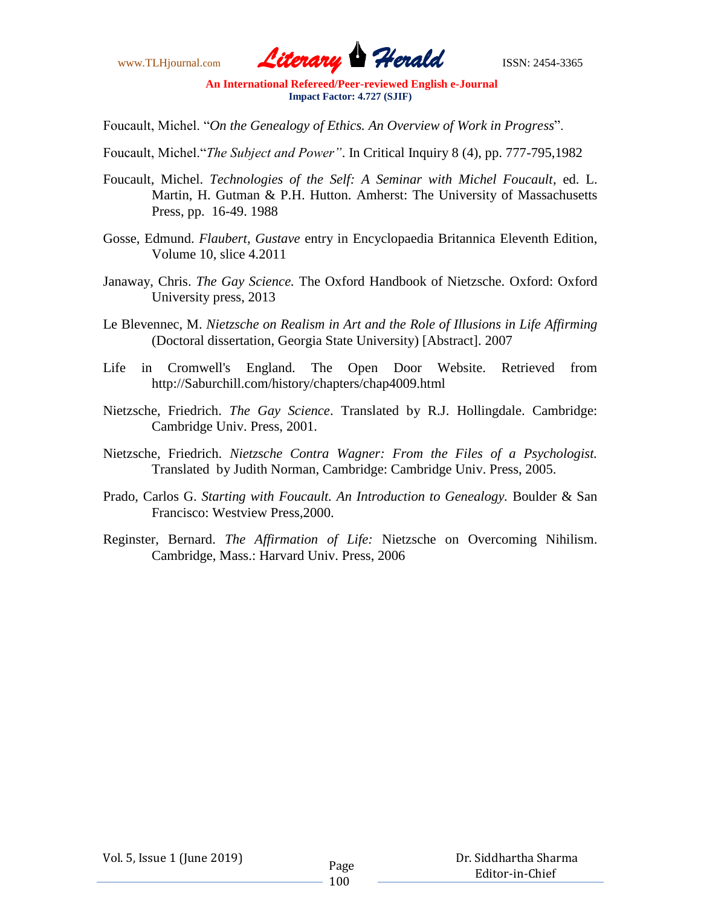Foucault, Michel. "*On the Genealogy of Ethics. An Overview of Work in Progress*".

Foucault, Michel."*The Subject and Power"*. In Critical Inquiry 8 (4), pp. 777-795,1982

Foucault, Michel. *Technologies of the Self: A Seminar with Michel Foucault*, ed. L. Martin, H. Gutman & P.H. Hutton. Amherst: The University of Massachusetts Press, pp. 16-49. 1988

Gosse, Edmund. *Flaubert, Gustave* entry in Encyclopaedia Britannica Eleventh Edition, Volume 10, slice 4.2011

Janaway, Chris. *The Gay Science.* The Oxford Handbook of Nietzsche. Oxford: Oxford University press, 2013

Le Blevennec, M. *Nietzsche on Realism in Art and the Role of Illusions in Life Affirming* (Doctoral dissertation, Georgia State University) [Abstract]. 2007

Life in Cromwell's England. The Open Door Website. Retrieved from http://Saburchill.com/history/chapters/chap4009.html

Nietzsche, Friedrich. *The Gay Science*. Translated by R.J. Hollingdale. Cambridge: Cambridge Univ. Press, 2001.

Nietzsche, Friedrich. *Nietzsche Contra Wagner: From the Files of a Psychologist.* Translated by Judith Norman, Cambridge: Cambridge Univ. Press, 2005.

Prado, Carlos G. *Starting with Foucault. An Introduction to Genealogy.* Boulder & San Francisco: Westview Press,2000.

Reginster, Bernard. *The Affirmation of Life:* Nietzsche on Overcoming Nihilism. Cambridge, Mass.: Harvard Univ. Press, 2006